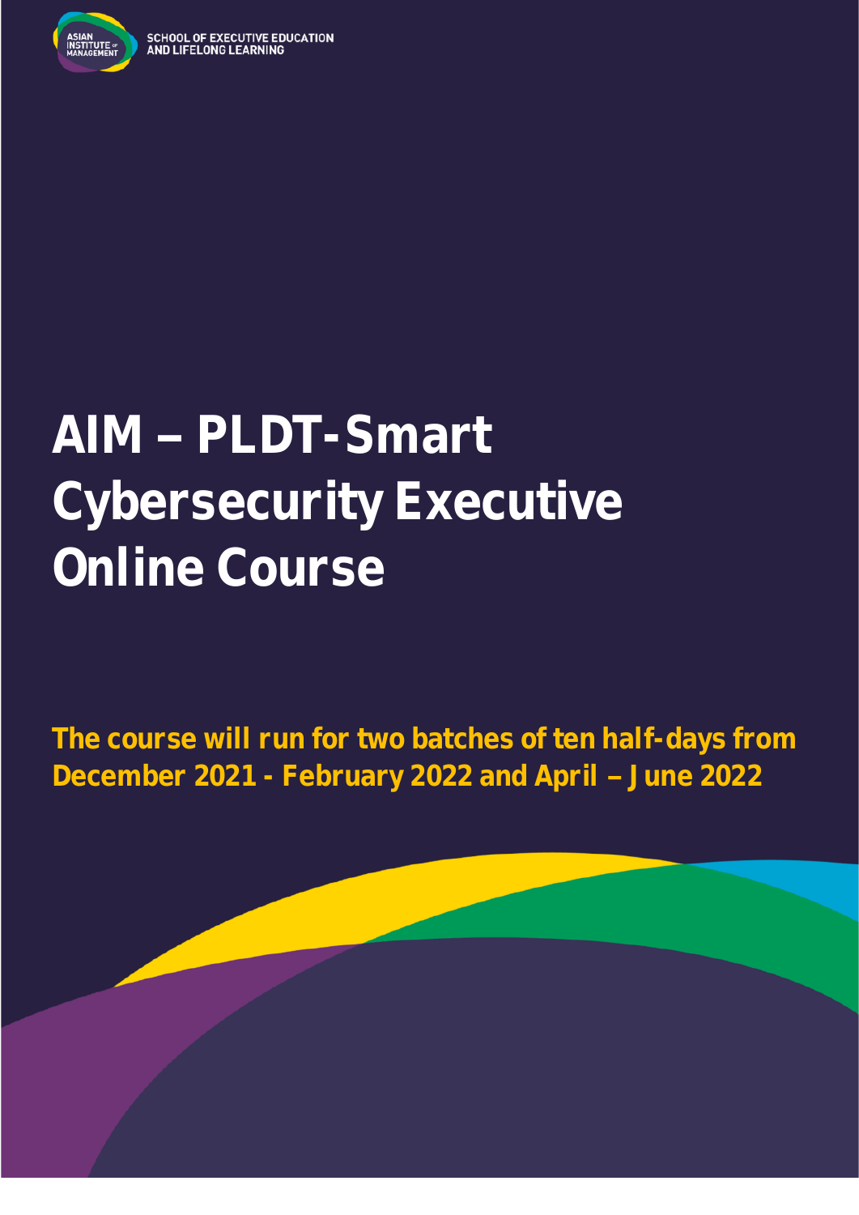ASIAN INSTITUTE OF MANAGEMENT

SCHOOL OF EXECUTIVE EDUCATION AND LIFELONG LEARNING

# AIM – PLDT-Smart Cybersecurity Executive Online Course

**The course will run for two batches of ten half-days from December 2021 - February 2022 and April – June 2022**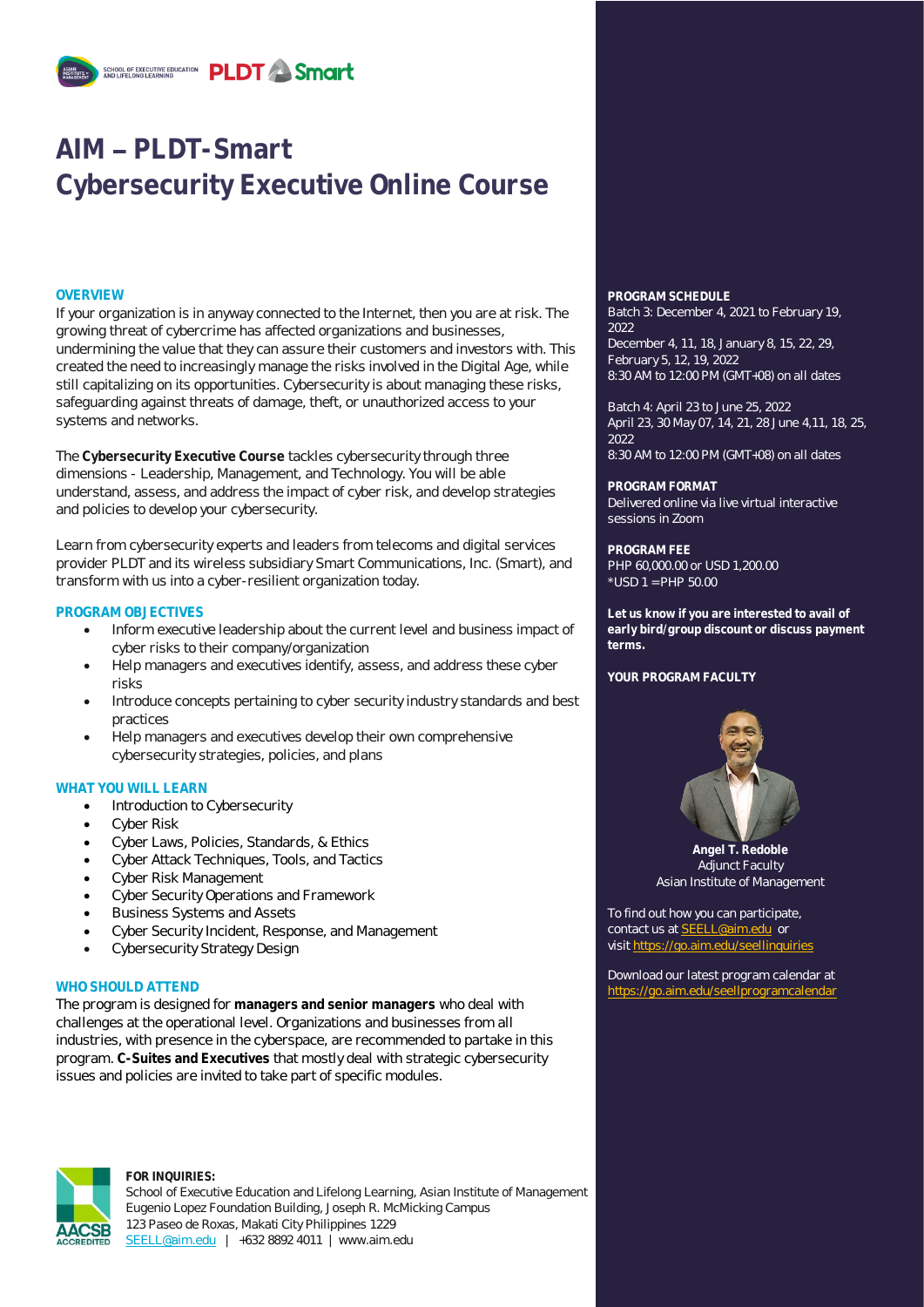# AIM – PLDT-Smart Cybersecurity Executive Online Course

## OVERVIEW

If your organization is in anyway connected to the Internet, then you are at risk. The growing threat of cybercrime has affected organizations and businesses, undermining the value that they can assure their customers and investors with. This created the need to increasingly manage the risks involved in the Digital Age, while still capitalizing on its opportunities. Cybersecurity is about managing these risks, safeguarding against threats of damage, theft, or unauthorized access to your systems and networks.

The **Cybersecurity Executive Course** tackles cybersecurity through three dimensions - Leadership, Management, and Technology. You will be able understand, assess, and address the impact of cyber risk, and develop strategies and policies to develop your cybersecurity.

Learn from cybersecurity experts and leaders from telecoms and digital services provider PLDT and its wireless subsidiary Smart Communications, Inc. (Smart), and transform with us into a cyber-resilient organization today.

## PROGRAM OBJECTIVES

- Inform executive leadership about the current level and business impact of cyber risks to their company/organization
- Help managers and executives identify, assess, and address these cyber risks
- Introduce concepts pertaining to cyber security industry standards and best practices
- Help managers and executives develop their own comprehensive cybersecurity strategies, policies, and plans

## WHAT YOU WILL LEARN

- Introduction to Cybersecurity
- Cyber Risk
- Cyber Laws, Policies, Standards, & Ethics
- Cyber Attack Techniques, Tools, and Tactics
- Cyber Risk Management
- Cyber Security Operations and Framework
- Business Systems and Assets
- Cyber Security Incident, Response, and Management
- Cybersecurity Strategy Design

## WHO SHOULD ATTEND

The program is designed for **managers and senior managers** who deal with challenges at the operational level. Organizations and businesses from all industries, with presence in the cyberspace, are recommended to partake in this program. **C-Suites and Executives** that mostly deal with strategic cybersecurity issues and policies are invited to take part of specific modules.

## PROGRAM SCHEDULE

Batch 3: December 4, 2021 to February 19, 2022
December 4, 11, 18, January 8, 15, 22, 29, February 5, 12, 19, 2022
8:30 AM to 12:00 PM (GMT+08) on all dates

Batch 4: April 23 to June 25, 2022
April 23, 30 May 07, 14, 21, 28 June 4,11, 18, 25, 2022
8:30 AM to 12:00 PM (GMT+08) on all dates

## PROGRAM FORMAT

Delivered online via live virtual interactive sessions in Zoom

## PROGRAM FEE

PHP 60,000.00 or USD 1,200.00
*USD 1 = PHP 50.00

**Let us know if you are interested to avail of early bird/group discount or discuss payment terms.**

## YOUR PROGRAM FACULTY

**Angel T. Redoble**
Adjunct Faculty
Asian Institute of Management

To find out how you can participate, contact us at SEELL@aim.edu or visit https://go.aim.edu/seellinquiries

Download our latest program calendar at https://go.aim.edu/seellprogramcalendar

**FOR INQUIRIES:**
School of Executive Education and Lifelong Learning, Asian Institute of Management
Eugenio Lopez Foundation Building, Joseph R. McMicking Campus
123 Paseo de Roxas, Makati City Philippines 1229
SEELL@aim.edu | +632 8892 4011 | www.aim.edu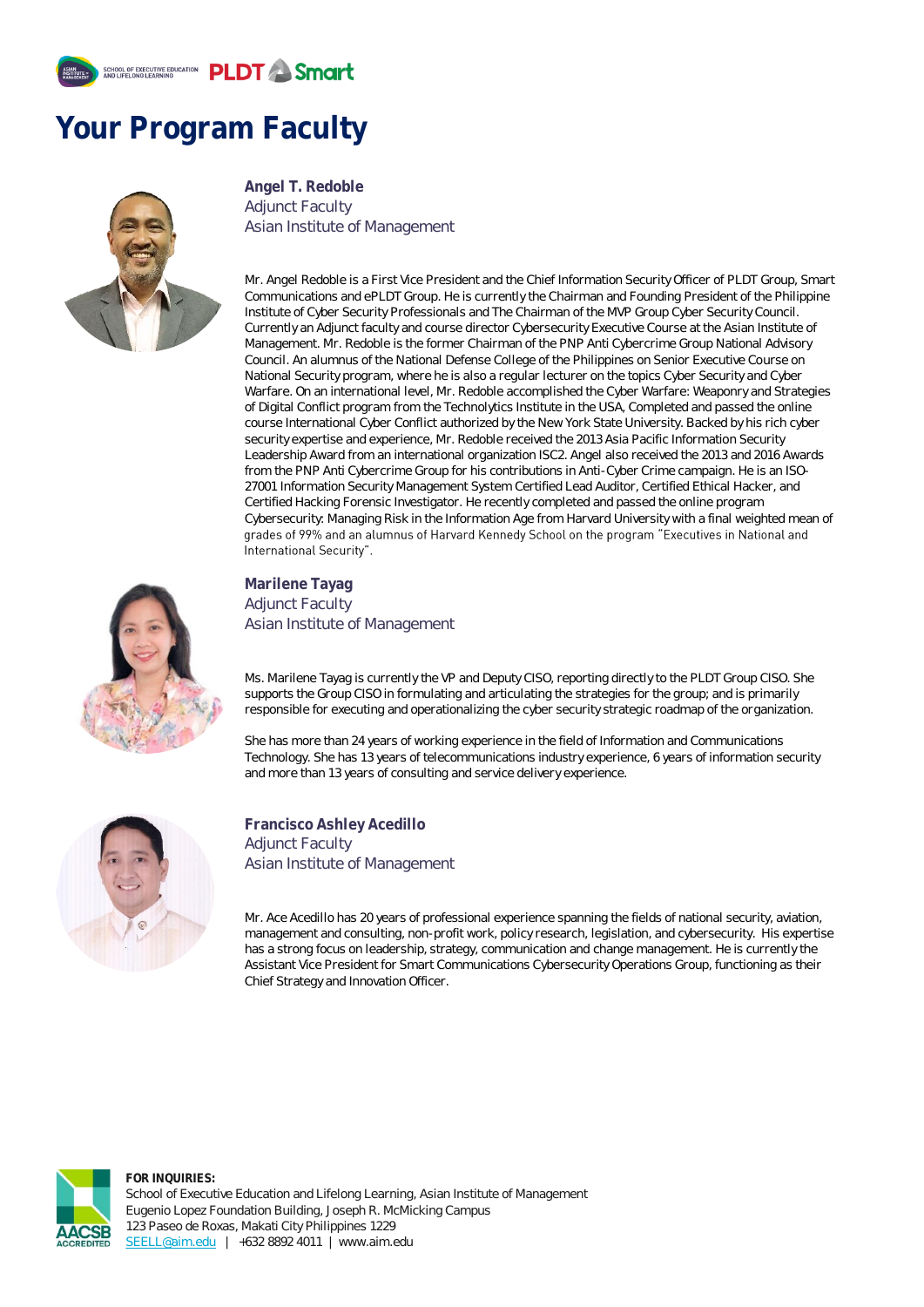# Your Program Faculty

**Angel T. Redoble**
Adjunct Faculty
Asian Institute of Management

Mr. Angel Redoble is a First Vice President and the Chief Information Security Officer of PLDT Group, Smart Communications and ePLDT Group. He is currently the Chairman and Founding President of the Philippine Institute of Cyber Security Professionals and The Chairman of the MVP Group Cyber Security Council. Currently an Adjunct faculty and course director Cybersecurity Executive Course at the Asian Institute of Management. Mr. Redoble is the former Chairman of the PNP Anti Cybercrime Group National Advisory Council. An alumnus of the National Defense College of the Philippines on Senior Executive Course on National Security program, where he is also a regular lecturer on the topics Cyber Security and Cyber Warfare. On an international level, Mr. Redoble accomplished the Cyber Warfare: Weaponry and Strategies of Digital Conflict program from the Technolytics Institute in the USA, Completed and passed the online course International Cyber Conflict authorized by the New York State University. Backed by his rich cyber security expertise and experience, Mr. Redoble received the 2013 Asia Pacific Information Security Leadership Award from an international organization ISC2. Angel also received the 2013 and 2016 Awards from the PNP Anti Cybercrime Group for his contributions in Anti-Cyber Crime campaign. He is an ISO-27001 Information Security Management System Certified Lead Auditor, Certified Ethical Hacker, and Certified Hacking Forensic Investigator. He recently completed and passed the online program Cybersecurity: Managing Risk in the Information Age from Harvard University with a final weighted mean of grades of 99% and an alumnus of Harvard Kennedy School on the program "Executives in National and International Security".

**Marilene Tayag**
Adjunct Faculty
Asian Institute of Management

Ms. Marilene Tayag is currently the VP and Deputy CISO, reporting directly to the PLDT Group CISO. She supports the Group CISO in formulating and articulating the strategies for the group; and is primarily responsible for executing and operationalizing the cyber security strategic roadmap of the organization.

She has more than 24 years of working experience in the field of Information and Communications Technology. She has 13 years of telecommunications industry experience, 6 years of information security and more than 13 years of consulting and service delivery experience.

**Francisco Ashley Acedillo**
Adjunct Faculty
Asian Institute of Management

Mr. Ace Acedillo has 20 years of professional experience spanning the fields of national security, aviation, management and consulting, non-profit work, policy research, legislation, and cybersecurity. His expertise has a strong focus on leadership, strategy, communication and change management. He is currently the Assistant Vice President for Smart Communications Cybersecurity Operations Group, functioning as their Chief Strategy and Innovation Officer.

**FOR INQUIRIES:**
School of Executive Education and Lifelong Learning, Asian Institute of Management
Eugenio Lopez Foundation Building, Joseph R. McMicking Campus
123 Paseo de Roxas, Makati City Philippines 1229
SEELL@aim.edu | +632 8892 4011 | www.aim.edu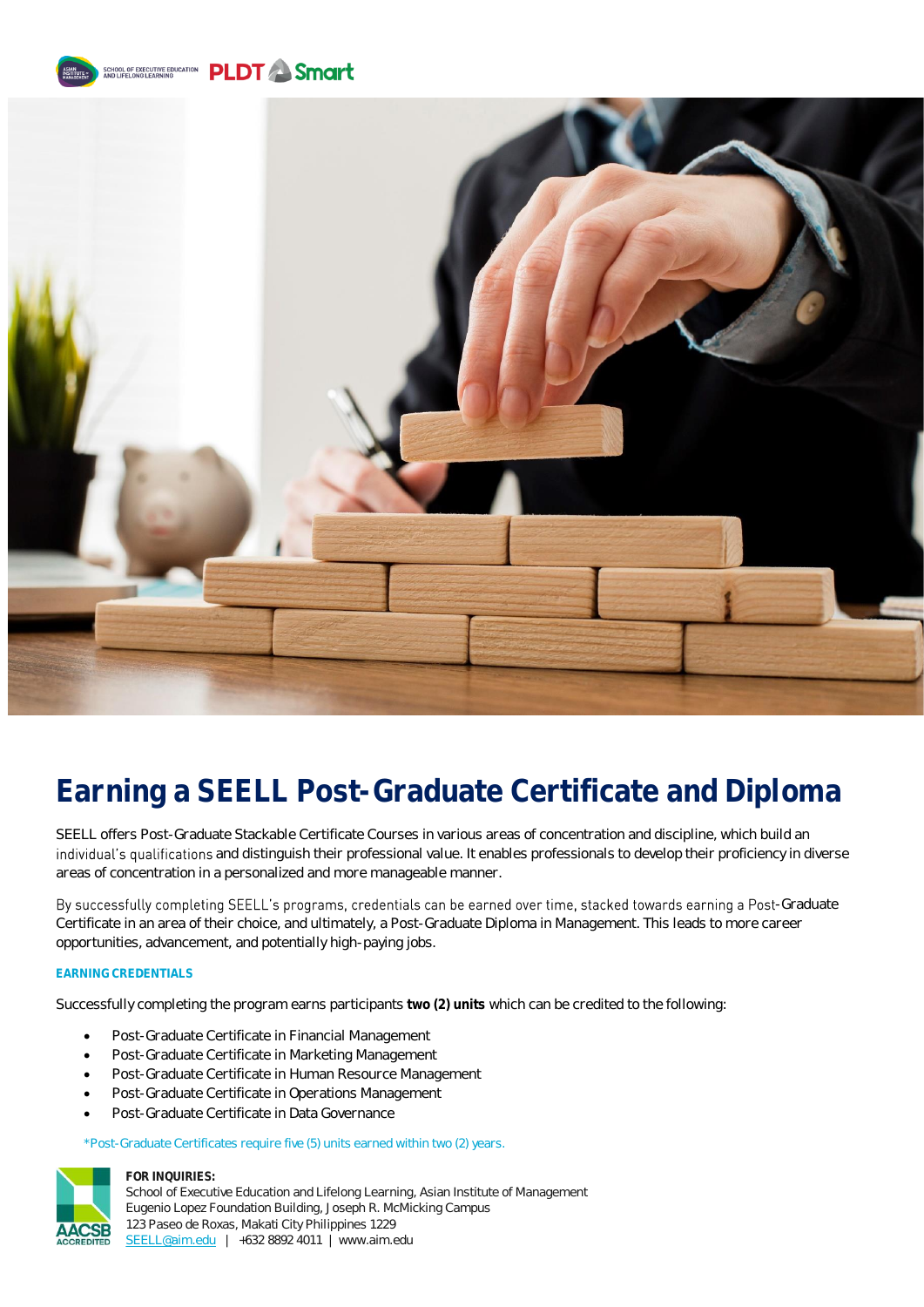# Earning a SEELL Post-Graduate Certificate and Diploma

SEELL offers Post-Graduate Stackable Certificate Courses in various areas of concentration and discipline, which build an individual's qualifications and distinguish their professional value. It enables professionals to develop their proficiency in diverse areas of concentration in a personalized and more manageable manner.

By successfully completing SEELL's programs, credentials can be earned over time, stacked towards earning a Post-Graduate Certificate in an area of their choice, and ultimately, a Post-Graduate Diploma in Management. This leads to more career opportunities, advancement, and potentially high-paying jobs.

### EARNING CREDENTIALS

Successfully completing the program earns participants **two (2) units** which can be credited to the following:

- Post-Graduate Certificate in Financial Management
- Post-Graduate Certificate in Marketing Management
- Post-Graduate Certificate in Human Resource Management
- Post-Graduate Certificate in Operations Management
- Post-Graduate Certificate in Data Governance

*Post-Graduate Certificates require five (5) units earned within two (2) years.

**FOR INQUIRIES:**
School of Executive Education and Lifelong Learning, Asian Institute of Management
Eugenio Lopez Foundation Building, Joseph R. McMicking Campus
123 Paseo de Roxas, Makati City Philippines 1229
SEELL@aim.edu | +632 8892 4011 | www.aim.edu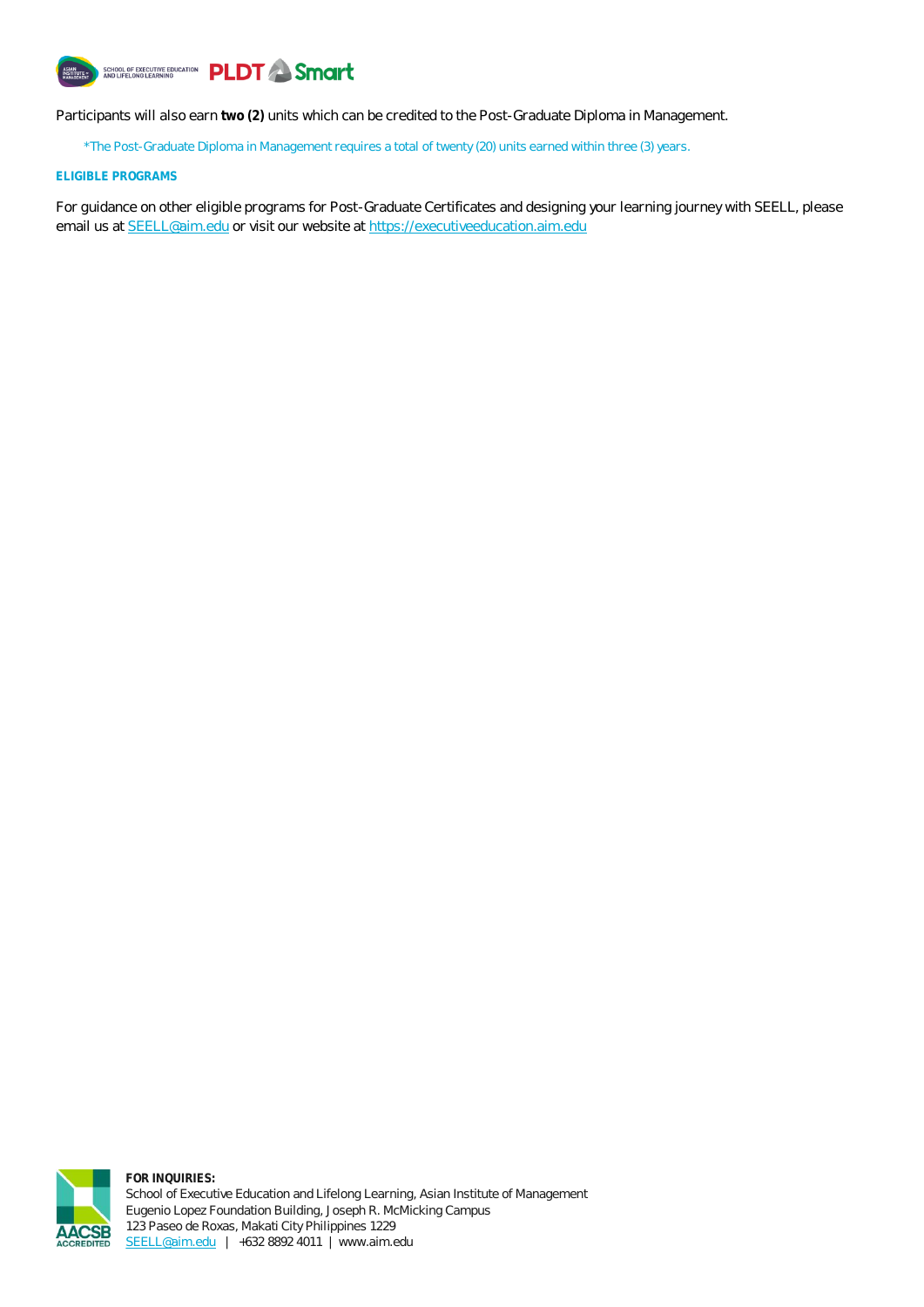Participants will also earn **two (2)** units which can be credited to the Post-Graduate Diploma in Management.

*The Post-Graduate Diploma in Management requires a total of twenty (20) units earned within three (3) years.

**ELIGIBLE PROGRAMS**

For guidance on other eligible programs for Post-Graduate Certificates and designing your learning journey with SEELL, please email us at SEELL@aim.edu or visit our website at https://executiveeducation.aim.edu

**FOR INQUIRIES:**
School of Executive Education and Lifelong Learning, Asian Institute of Management
Eugenio Lopez Foundation Building, Joseph R. McMicking Campus
123 Paseo de Roxas, Makati City Philippines 1229
SEELL@aim.edu | +632 8892 4011 | www.aim.edu